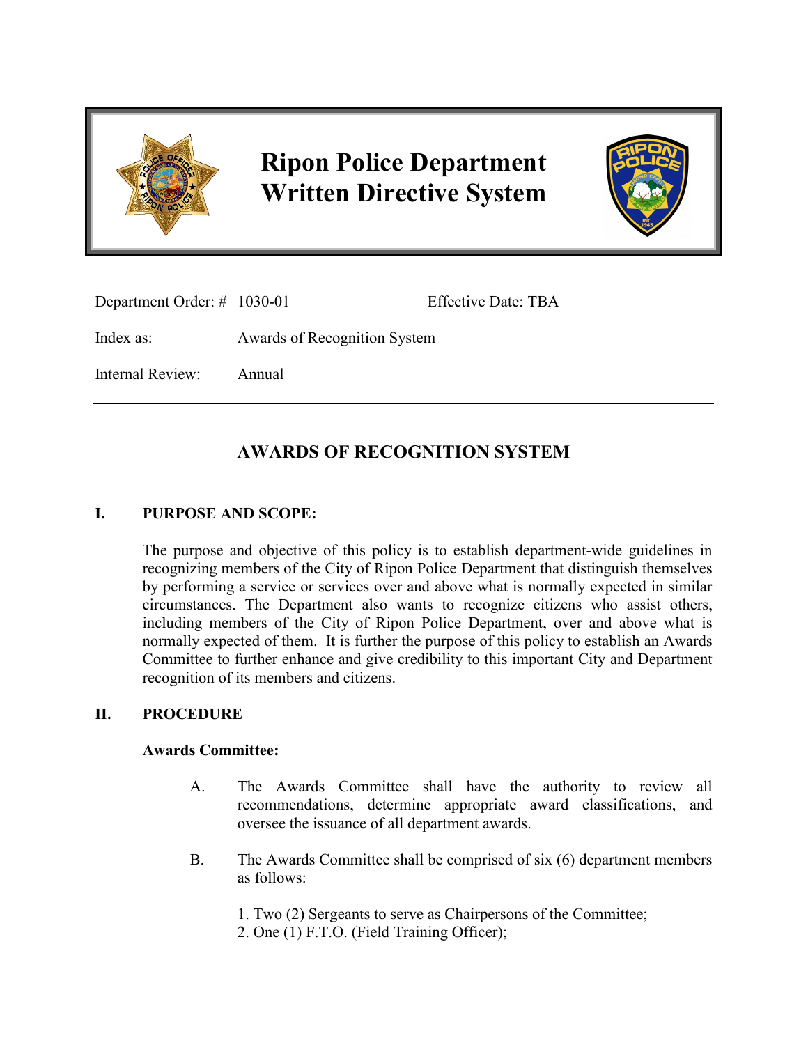# Ripon Police Department Written Directive System

Department Order: # 1030-01 Effective Date: TBA

Index as: Awards of Recognition System

Internal Review: Annual

---

## AWARDS OF RECOGNITION SYSTEM

### I. PURPOSE AND SCOPE:

The purpose and objective of this policy is to establish department-wide guidelines in recognizing members of the City of Ripon Police Department that distinguish themselves by performing a service or services over and above what is normally expected in similar circumstances. The Department also wants to recognize citizens who assist others, including members of the City of Ripon Police Department, over and above what is normally expected of them. It is further the purpose of this policy to establish an Awards Committee to further enhance and give credibility to this important City and Department recognition of its members and citizens.

### II. PROCEDURE

**Awards Committee:**

A. The Awards Committee shall have the authority to review all recommendations, determine appropriate award classifications, and oversee the issuance of all department awards.

B. The Awards Committee shall be comprised of six (6) department members as follows:

1. Two (2) Sergeants to serve as Chairpersons of the Committee;
2. One (1) F.T.O. (Field Training Officer);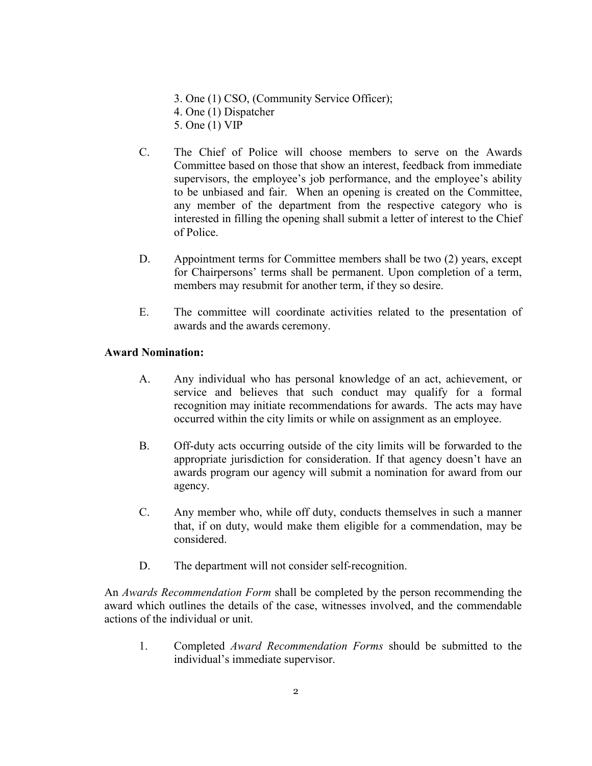3. One (1) CSO, (Community Service Officer);
4. One (1) Dispatcher
5. One (1) VIP

C. The Chief of Police will choose members to serve on the Awards Committee based on those that show an interest, feedback from immediate supervisors, the employee's job performance, and the employee's ability to be unbiased and fair. When an opening is created on the Committee, any member of the department from the respective category who is interested in filling the opening shall submit a letter of interest to the Chief of Police.

D. Appointment terms for Committee members shall be two (2) years, except for Chairpersons' terms shall be permanent. Upon completion of a term, members may resubmit for another term, if they so desire.

E. The committee will coordinate activities related to the presentation of awards and the awards ceremony.

**Award Nomination:**

A. Any individual who has personal knowledge of an act, achievement, or service and believes that such conduct may qualify for a formal recognition may initiate recommendations for awards. The acts may have occurred within the city limits or while on assignment as an employee.

B. Off-duty acts occurring outside of the city limits will be forwarded to the appropriate jurisdiction for consideration. If that agency doesn't have an awards program our agency will submit a nomination for award from our agency.

C. Any member who, while off duty, conducts themselves in such a manner that, if on duty, would make them eligible for a commendation, may be considered.

D. The department will not consider self-recognition.

An *Awards Recommendation Form* shall be completed by the person recommending the award which outlines the details of the case, witnesses involved, and the commendable actions of the individual or unit.

1. Completed *Award Recommendation Forms* should be submitted to the individual's immediate supervisor.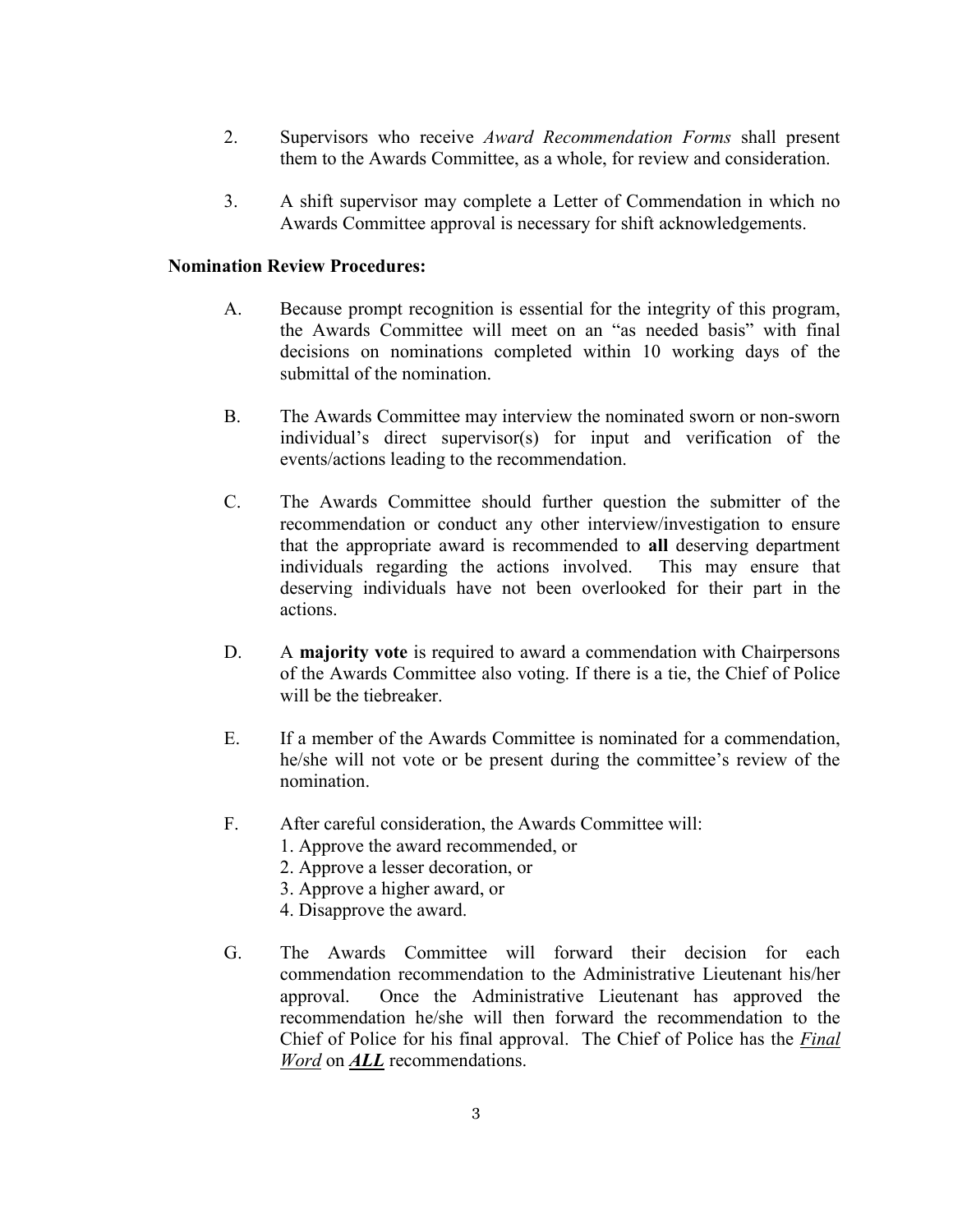2. Supervisors who receive *Award Recommendation Forms* shall present them to the Awards Committee, as a whole, for review and consideration.

3. A shift supervisor may complete a Letter of Commendation in which no Awards Committee approval is necessary for shift acknowledgements.

**Nomination Review Procedures:**

A. Because prompt recognition is essential for the integrity of this program, the Awards Committee will meet on an "as needed basis" with final decisions on nominations completed within 10 working days of the submittal of the nomination.

B. The Awards Committee may interview the nominated sworn or non-sworn individual's direct supervisor(s) for input and verification of the events/actions leading to the recommendation.

C. The Awards Committee should further question the submitter of the recommendation or conduct any other interview/investigation to ensure that the appropriate award is recommended to **all** deserving department individuals regarding the actions involved. This may ensure that deserving individuals have not been overlooked for their part in the actions.

D. A **majority vote** is required to award a commendation with Chairpersons of the Awards Committee also voting. If there is a tie, the Chief of Police will be the tiebreaker.

E. If a member of the Awards Committee is nominated for a commendation, he/she will not vote or be present during the committee's review of the nomination.

F. After careful consideration, the Awards Committee will:
   1. Approve the award recommended, or
   2. Approve a lesser decoration, or
   3. Approve a higher award, or
   4. Disapprove the award.

G. The Awards Committee will forward their decision for each commendation recommendation to the Administrative Lieutenant his/her approval. Once the Administrative Lieutenant has approved the recommendation he/she will then forward the recommendation to the Chief of Police for his final approval. The Chief of Police has the ***Final Word*** on ***ALL*** recommendations.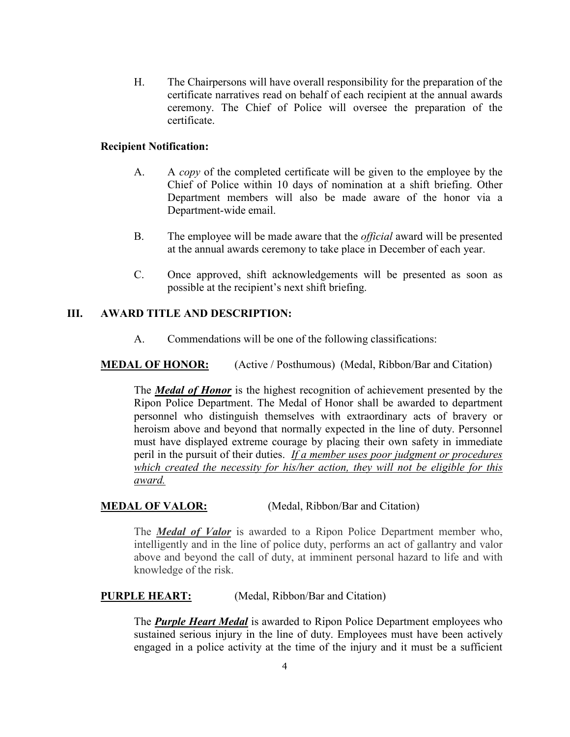H. The Chairpersons will have overall responsibility for the preparation of the certificate narratives read on behalf of each recipient at the annual awards ceremony. The Chief of Police will oversee the preparation of the certificate.

**Recipient Notification:**

A. A *copy* of the completed certificate will be given to the employee by the Chief of Police within 10 days of nomination at a shift briefing. Other Department members will also be made aware of the honor via a Department-wide email.

B. The employee will be made aware that the *official* award will be presented at the annual awards ceremony to take place in December of each year.

C. Once approved, shift acknowledgements will be presented as soon as possible at the recipient's next shift briefing.

## III. AWARD TITLE AND DESCRIPTION:

A. Commendations will be one of the following classifications:

<u>**MEDAL OF HONOR:**</u> (Active / Posthumous) (Medal, Ribbon/Bar and Citation)

The <u>***Medal of Honor***</u> is the highest recognition of achievement presented by the Ripon Police Department. The Medal of Honor shall be awarded to department personnel who distinguish themselves with extraordinary acts of bravery or heroism above and beyond that normally expected in the line of duty. Personnel must have displayed extreme courage by placing their own safety in immediate peril in the pursuit of their duties. <u>*If a member uses poor judgment or procedures which created the necessity for his/her action, they will not be eligible for this award.*</u>

<u>**MEDAL OF VALOR:**</u> (Medal, Ribbon/Bar and Citation)

The <u>***Medal of Valor***</u> is awarded to a Ripon Police Department member who, intelligently and in the line of police duty, performs an act of gallantry and valor above and beyond the call of duty, at imminent personal hazard to life and with knowledge of the risk.

<u>**PURPLE HEART:**</u> (Medal, Ribbon/Bar and Citation)

The <u>***Purple Heart Medal***</u> is awarded to Ripon Police Department employees who sustained serious injury in the line of duty. Employees must have been actively engaged in a police activity at the time of the injury and it must be a sufficient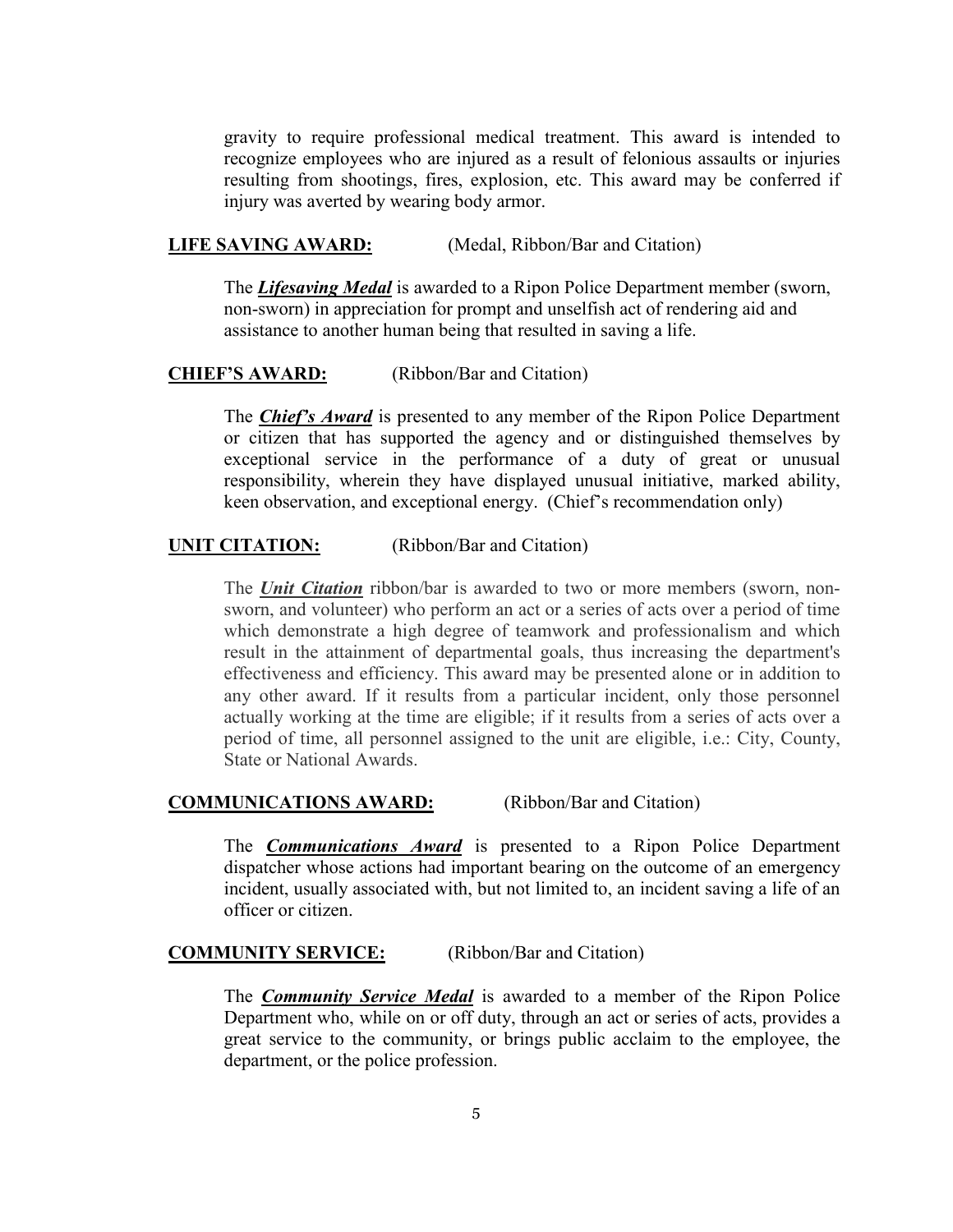gravity to require professional medical treatment. This award is intended to recognize employees who are injured as a result of felonious assaults or injuries resulting from shootings, fires, explosion, etc. This award may be conferred if injury was averted by wearing body armor.

**LIFE SAVING AWARD:** (Medal, Ribbon/Bar and Citation)

The ***Lifesaving Medal*** is awarded to a Ripon Police Department member (sworn, non-sworn) in appreciation for prompt and unselfish act of rendering aid and assistance to another human being that resulted in saving a life.

**CHIEF'S AWARD:** (Ribbon/Bar and Citation)

The ***Chief's Award*** is presented to any member of the Ripon Police Department or citizen that has supported the agency and or distinguished themselves by exceptional service in the performance of a duty of great or unusual responsibility, wherein they have displayed unusual initiative, marked ability, keen observation, and exceptional energy. (Chief's recommendation only)

**UNIT CITATION:** (Ribbon/Bar and Citation)

The ***Unit Citation*** ribbon/bar is awarded to two or more members (sworn, non-sworn, and volunteer) who perform an act or a series of acts over a period of time which demonstrate a high degree of teamwork and professionalism and which result in the attainment of departmental goals, thus increasing the department's effectiveness and efficiency. This award may be presented alone or in addition to any other award. If it results from a particular incident, only those personnel actually working at the time are eligible; if it results from a series of acts over a period of time, all personnel assigned to the unit are eligible, i.e.: City, County, State or National Awards.

**COMMUNICATIONS AWARD:** (Ribbon/Bar and Citation)

The ***Communications Award*** is presented to a Ripon Police Department dispatcher whose actions had important bearing on the outcome of an emergency incident, usually associated with, but not limited to, an incident saving a life of an officer or citizen.

**COMMUNITY SERVICE:** (Ribbon/Bar and Citation)

The ***Community Service Medal*** is awarded to a member of the Ripon Police Department who, while on or off duty, through an act or series of acts, provides a great service to the community, or brings public acclaim to the employee, the department, or the police profession.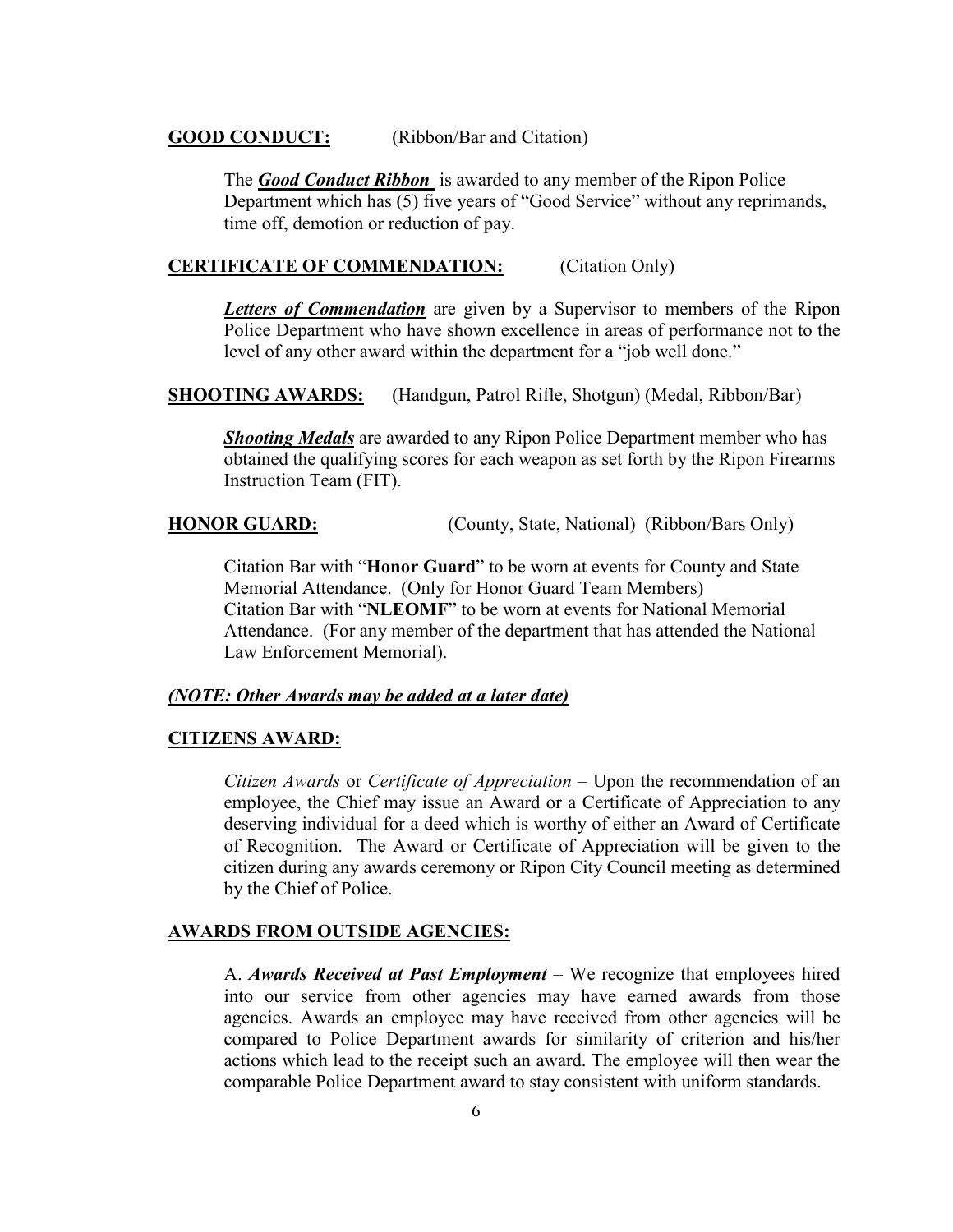**GOOD CONDUCT:** (Ribbon/Bar and Citation)

The ***Good Conduct Ribbon*** is awarded to any member of the Ripon Police Department which has (5) five years of "Good Service" without any reprimands, time off, demotion or reduction of pay.

**CERTIFICATE OF COMMENDATION:** (Citation Only)

***Letters of Commendation*** are given by a Supervisor to members of the Ripon Police Department who have shown excellence in areas of performance not to the level of any other award within the department for a "job well done."

**SHOOTING AWARDS:** (Handgun, Patrol Rifle, Shotgun) (Medal, Ribbon/Bar)

***Shooting Medals*** are awarded to any Ripon Police Department member who has obtained the qualifying scores for each weapon as set forth by the Ripon Firearms Instruction Team (FIT).

**HONOR GUARD:** (County, State, National) (Ribbon/Bars Only)

Citation Bar with "**Honor Guard**" to be worn at events for County and State Memorial Attendance. (Only for Honor Guard Team Members)
Citation Bar with "**NLEOMF**" to be worn at events for National Memorial Attendance. (For any member of the department that has attended the National Law Enforcement Memorial).

***(NOTE: Other Awards may be added at a later date)***

**CITIZENS AWARD:**

*Citizen Awards* or *Certificate of Appreciation* – Upon the recommendation of an employee, the Chief may issue an Award or a Certificate of Appreciation to any deserving individual for a deed which is worthy of either an Award of Certificate of Recognition. The Award or Certificate of Appreciation will be given to the citizen during any awards ceremony or Ripon City Council meeting as determined by the Chief of Police.

**AWARDS FROM OUTSIDE AGENCIES:**

A. ***Awards Received at Past Employment*** – We recognize that employees hired into our service from other agencies may have earned awards from those agencies. Awards an employee may have received from other agencies will be compared to Police Department awards for similarity of criterion and his/her actions which lead to the receipt such an award. The employee will then wear the comparable Police Department award to stay consistent with uniform standards.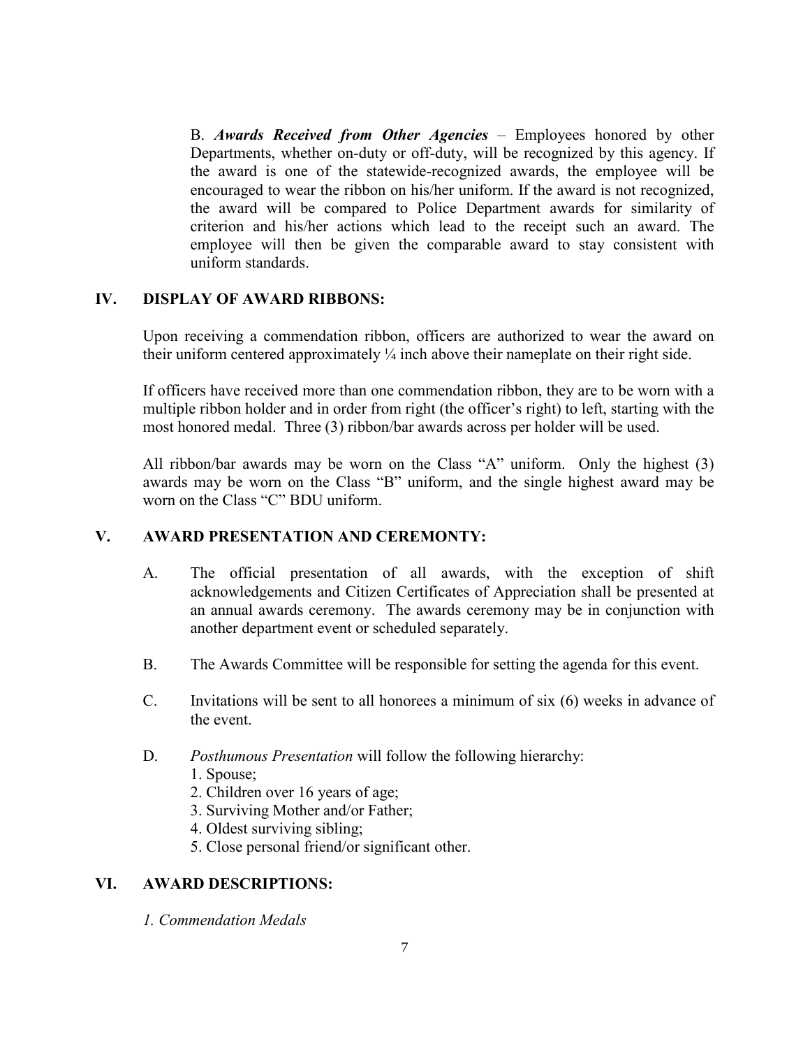B. ***Awards Received from Other Agencies*** – Employees honored by other Departments, whether on-duty or off-duty, will be recognized by this agency. If the award is one of the statewide-recognized awards, the employee will be encouraged to wear the ribbon on his/her uniform. If the award is not recognized, the award will be compared to Police Department awards for similarity of criterion and his/her actions which lead to the receipt such an award. The employee will then be given the comparable award to stay consistent with uniform standards.

## IV. DISPLAY OF AWARD RIBBONS:

Upon receiving a commendation ribbon, officers are authorized to wear the award on their uniform centered approximately ¼ inch above their nameplate on their right side.

If officers have received more than one commendation ribbon, they are to be worn with a multiple ribbon holder and in order from right (the officer's right) to left, starting with the most honored medal. Three (3) ribbon/bar awards across per holder will be used.

All ribbon/bar awards may be worn on the Class "A" uniform. Only the highest (3) awards may be worn on the Class "B" uniform, and the single highest award may be worn on the Class "C" BDU uniform.

## V. AWARD PRESENTATION AND CEREMONTY:

A. The official presentation of all awards, with the exception of shift acknowledgements and Citizen Certificates of Appreciation shall be presented at an annual awards ceremony. The awards ceremony may be in conjunction with another department event or scheduled separately.

B. The Awards Committee will be responsible for setting the agenda for this event.

C. Invitations will be sent to all honorees a minimum of six (6) weeks in advance of the event.

D. *Posthumous Presentation* will follow the following hierarchy:
1. Spouse;
2. Children over 16 years of age;
3. Surviving Mother and/or Father;
4. Oldest surviving sibling;
5. Close personal friend/or significant other.

## VI. AWARD DESCRIPTIONS:

*1. Commendation Medals*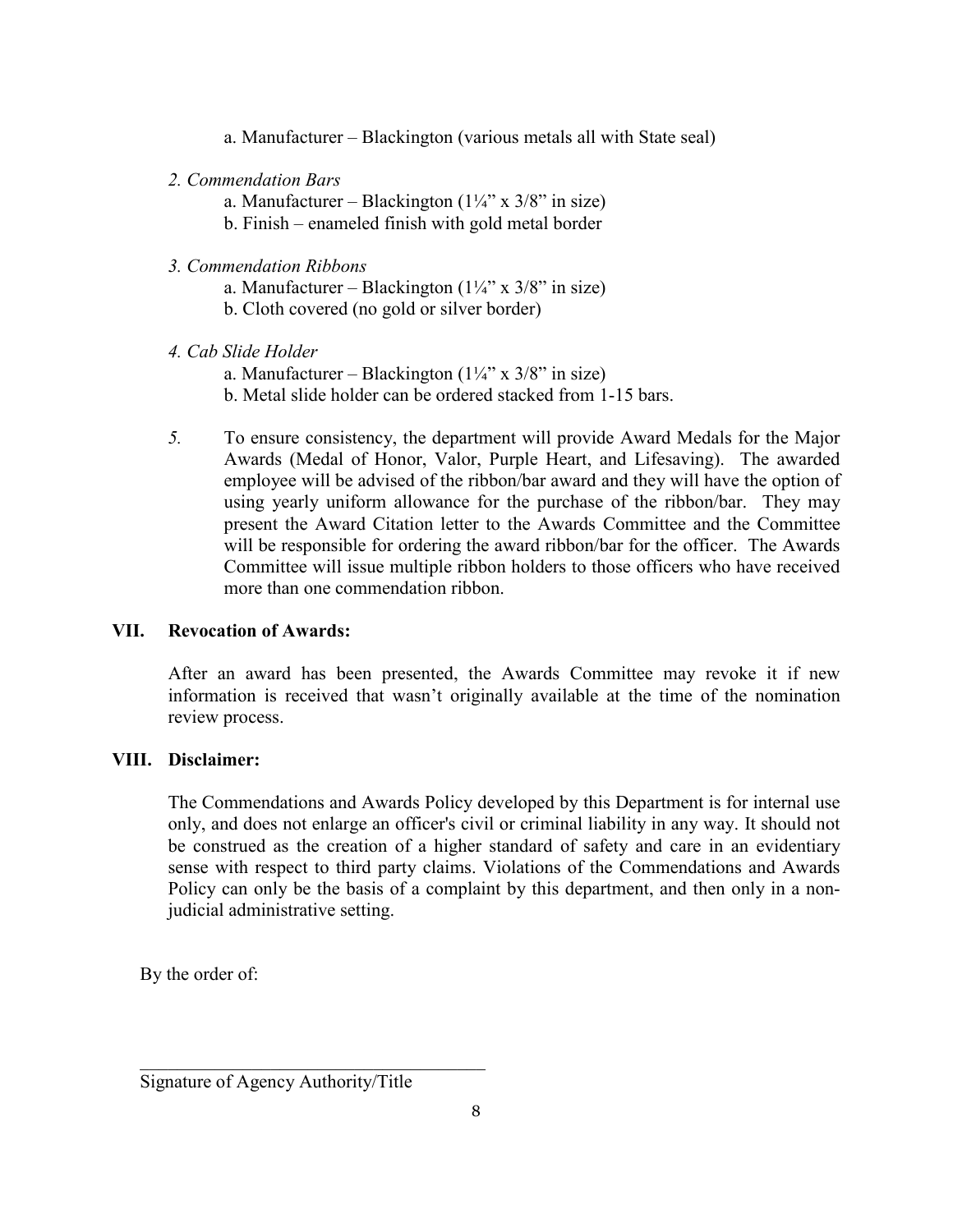a. Manufacturer – Blackington (various metals all with State seal)

*2. Commendation Bars*

a. Manufacturer – Blackington (1¼" x 3/8" in size)

b. Finish – enameled finish with gold metal border

*3. Commendation Ribbons*

a. Manufacturer – Blackington (1¼" x 3/8" in size)

b. Cloth covered (no gold or silver border)

*4. Cab Slide Holder*

a. Manufacturer – Blackington (1¼" x 3/8" in size)

b. Metal slide holder can be ordered stacked from 1-15 bars.

*5.* To ensure consistency, the department will provide Award Medals for the Major Awards (Medal of Honor, Valor, Purple Heart, and Lifesaving). The awarded employee will be advised of the ribbon/bar award and they will have the option of using yearly uniform allowance for the purchase of the ribbon/bar. They may present the Award Citation letter to the Awards Committee and the Committee will be responsible for ordering the award ribbon/bar for the officer. The Awards Committee will issue multiple ribbon holders to those officers who have received more than one commendation ribbon.

## VII. Revocation of Awards:

After an award has been presented, the Awards Committee may revoke it if new information is received that wasn't originally available at the time of the nomination review process.

## VIII. Disclaimer:

The Commendations and Awards Policy developed by this Department is for internal use only, and does not enlarge an officer's civil or criminal liability in any way. It should not be construed as the creation of a higher standard of safety and care in an evidentiary sense with respect to third party claims. Violations of the Commendations and Awards Policy can only be the basis of a complaint by this department, and then only in a non-judicial administrative setting.

By the order of:

\_\_\_\_\_\_\_\_\_\_\_\_\_\_\_\_\_\_\_\_\_\_\_\_\_\_\_\_\_\_\_\_\_\_\_\_

Signature of Agency Authority/Title